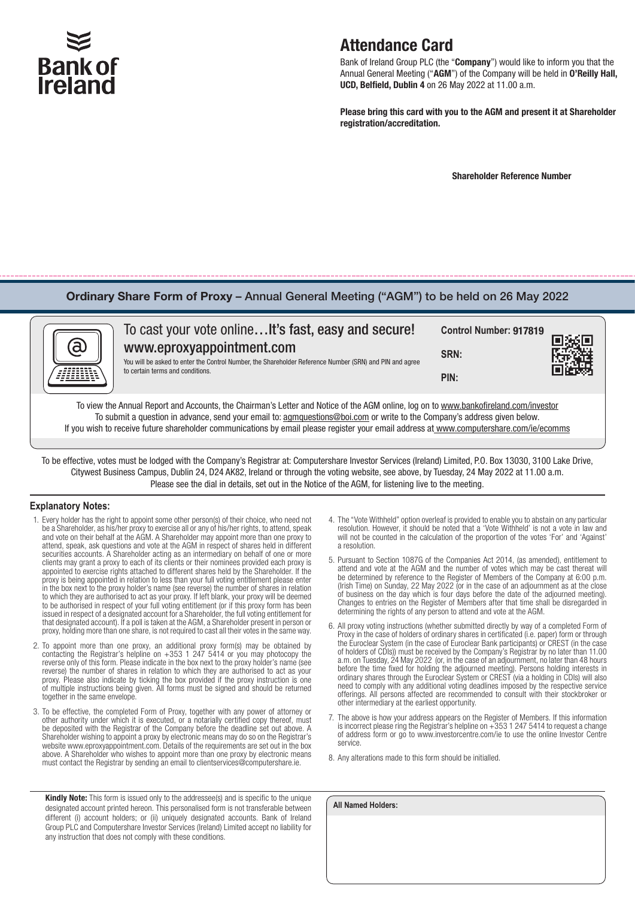Bank of Ireland

# Attendance Card

Bank of Ireland Group PLC (the "**Company**") would like to inform you that the Annual General Meeting ("**AGM**") of the Company will be held in **O'Reilly Hall, UCD, Belfield, Dublin 4** on 26 May 2022 at 11.00 a.m.

**Please bring this card with you to the AGM and present it at Shareholder registration/accreditation.**

**Shareholder Reference Number**

## Ordinary Share Form of Proxy – Annual General Meeting ("AGM") to be held on 26 May 2022

To cast your vote online…**It's fast, easy and secure!**
**www.eproxyappointment.com**

You will be asked to enter the Control Number, the Shareholder Reference Number (SRN) and PIN and agree to certain terms and conditions.

**Control Number: 917819**

**SRN:**

**PIN:**

To view the Annual Report and Accounts, the Chairman's Letter and Notice of the AGM online, log on to www.bankofireland.com/investor
To submit a question in advance, send your email to: agmquestions@boi.com or write to the Company's address given below.
If you wish to receive future shareholder communications by email please register your email address at www.computershare.com/ie/ecomms

To be effective, votes must be lodged with the Company's Registrar at: Computershare Investor Services (Ireland) Limited, P.O. Box 13030, 3100 Lake Drive, Citywest Business Campus, Dublin 24, D24 AK82, Ireland or through the voting website, see above, by Tuesday, 24 May 2022 at 11.00 a.m.
Please see the dial in details, set out in the Notice of the AGM, for listening live to the meeting.

### Explanatory Notes:

1. Every holder has the right to appoint some other person(s) of their choice, who need not be a Shareholder, as his/her proxy to exercise all or any of his/her rights, to attend, speak and vote on their behalf at the AGM. A Shareholder may appoint more than one proxy to attend, speak, ask questions and vote at the AGM in respect of shares held in different securities accounts. A Shareholder acting as an intermediary on behalf of one or more clients may grant a proxy to each of its clients or their nominees provided each proxy is appointed to exercise rights attached to different shares held by the Shareholder. If the proxy is being appointed in relation to less than your full voting entitlement please enter in the box next to the proxy holder's name (see reverse) the number of shares in relation to which they are authorised to act as your proxy. If left blank, your proxy will be deemed to be authorised in respect of your full voting entitlement (or if this proxy form has been issued in respect of a designated account for a Shareholder, the full voting entitlement for that designated account). If a poll is taken at the AGM, a Shareholder present in person or proxy, holding more than one share, is not required to cast all their votes in the same way.
2. To appoint more than one proxy, an additional proxy form(s) may be obtained by contacting the Registrar's helpline on +353 1 247 5414 or you may photocopy the reverse only of this form. Please indicate in the box next to the proxy holder's name (see reverse) the number of shares in relation to which they are authorised to act as your proxy. Please also indicate by ticking the box provided if the proxy instruction is one of multiple instructions being given. All forms must be signed and should be returned together in the same envelope.
3. To be effective, the completed Form of Proxy, together with any power of attorney or other authority under which it is executed, or a notarially certified copy thereof, must be deposited with the Registrar of the Company before the deadline set out above. A Shareholder wishing to appoint a proxy by electronic means may do so on the Registrar's website www.eproxyappointment.com. Details of the requirements are set out in the box above. A Shareholder who wishes to appoint more than one proxy by electronic means must contact the Registrar by sending an email to clientservices@computershare.ie.
4. The "Vote Withheld" option overleaf is provided to enable you to abstain on any particular resolution. However, it should be noted that a 'Vote Withheld' is not a vote in law and will not be counted in the calculation of the proportion of the votes 'For' and 'Against' a resolution.
5. Pursuant to Section 1087G of the Companies Act 2014, (as amended), entitlement to attend and vote at the AGM and the number of votes which may be cast thereat will be determined by reference to the Register of Members of the Company at 6:00 p.m. (Irish Time) on Sunday, 22 May 2022 (or in the case of an adjournment as at the close of business on the day which is four days before the date of the adjourned meeting). Changes to entries on the Register of Members after that time shall be disregarded in determining the rights of any person to attend and vote at the AGM.
6. All proxy voting instructions (whether submitted directly by way of a completed Form of Proxy in the case of holders of ordinary shares in certificated (i.e. paper) form or through the Euroclear System (in the case of Euroclear Bank participants) or CREST (in the case of holders of CDIs)) must be received by the Company's Registrar by no later than 11.00 a.m. on Tuesday, 24 May 2022 (or, in the case of an adjournment, no later than 48 hours before the time fixed for holding the adjourned meeting). Persons holding interests in ordinary shares through the Euroclear System or CREST (via a holding in CDIs) will also need to comply with any additional voting deadlines imposed by the respective service offerings. All persons affected are recommended to consult with their stockbroker or other intermediary at the earliest opportunity.
7. The above is how your address appears on the Register of Members. If this information is incorrect please ring the Registrar's helpline on +353 1 247 5414 to request a change of address form or go to www.investorcentre.com/ie to use the online Investor Centre service.
8. Any alterations made to this form should be initialled.

**Kindly Note:** This form is issued only to the addressee(s) and is specific to the unique designated account printed hereon. This personalised form is not transferable between different (i) account holders; or (ii) uniquely designated accounts. Bank of Ireland Group PLC and Computershare Investor Services (Ireland) Limited accept no liability for any instruction that does not comply with these conditions.

**All Named Holders:**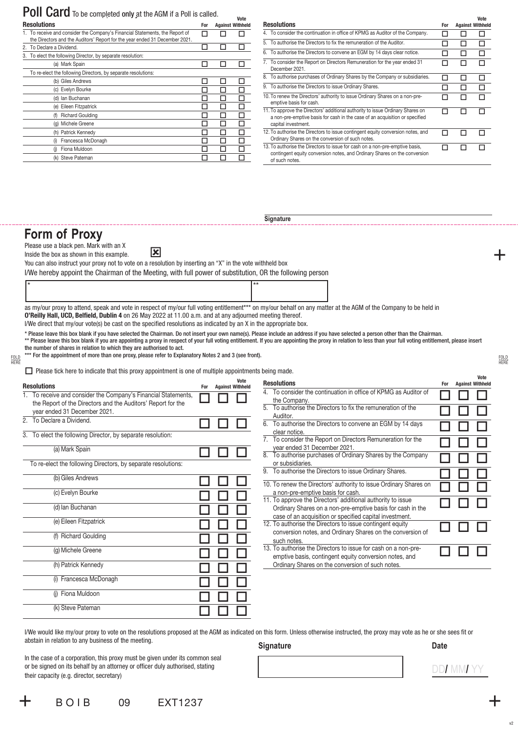# Poll Card

To be completed only at the AGM if a Poll is called.

| Resolutions | For | Against | Vote Withheld |
|---|---|---|---|
| 1. To receive and consider the Company's Financial Statements, the Report of the Directors and the Auditors' Report for the year ended 31 December 2021. | ☐ | ☐ | ☐ |
| 2. To Declare a Dividend. | ☐ | ☐ | ☐ |
| 3. To elect the following Director, by separate resolution: | | | |
| (a) Mark Spain | ☐ | ☐ | ☐ |
| To re-elect the following Directors, by separate resolutions: | | | |
| (b) Giles Andrews | ☐ | ☐ | ☐ |
| (c) Evelyn Bourke | ☐ | ☐ | ☐ |
| (d) Ian Buchanan | ☐ | ☐ | ☐ |
| (e) Eileen Fitzpatrick | ☐ | ☐ | ☐ |
| (f) Richard Goulding | ☐ | ☐ | ☐ |
| (g) Michele Greene | ☐ | ☐ | ☐ |
| (h) Patrick Kennedy | ☐ | ☐ | ☐ |
| (i) Francesca McDonagh | ☐ | ☐ | ☐ |
| (j) Fiona Muldoon | ☐ | ☐ | ☐ |
| (k) Steve Pateman | ☐ | ☐ | ☐ |
| 4. To consider the continuation in office of KPMG as Auditor of the Company. | ☐ | ☐ | ☐ |
| 5. To authorise the Directors to fix the remuneration of the Auditor. | ☐ | ☐ | ☐ |
| 6. To authorise the Directors to convene an EGM by 14 days clear notice. | ☐ | ☐ | ☐ |
| 7. To consider the Report on Directors Remuneration for the year ended 31 December 2021. | ☐ | ☐ | ☐ |
| 8. To authorise purchases of Ordinary Shares by the Company or subsidiaries. | ☐ | ☐ | ☐ |
| 9. To authorise the Directors to issue Ordinary Shares. | ☐ | ☐ | ☐ |
| 10. To renew the Directors' authority to issue Ordinary Shares on a non-pre-emptive basis for cash. | ☐ | ☐ | ☐ |
| 11. To approve the Directors' additional authority to issue Ordinary Shares on a non-pre-emptive basis for cash in the case of an acquisition or specified capital investment. | ☐ | ☐ | ☐ |
| 12. To authorise the Directors to issue contingent equity conversion notes, and Ordinary Shares on the conversion of such notes. | ☐ | ☐ | ☐ |
| 13. To authorise the Directors to issue for cash on a non-pre-emptive basis, contingent equity conversion notes, and Ordinary Shares on the conversion of such notes. | ☐ | ☐ | ☐ |

**Signature**

# Form of Proxy

Please use a black pen. Mark with an X Inside the box as shown in this example. ☒

You can also instruct your proxy not to vote on a resolution by inserting an "X" in the vote withheld box

I/We hereby appoint the Chairman of the Meeting, with full power of substitution, OR the following person

| * | ** |
|---|---|
| | |

as my/our proxy to attend, speak and vote in respect of my/our full voting entitlement*** on my/our behalf on any matter at the AGM of the Company to be held in **O'Reilly Hall, UCD, Belfield, Dublin 4** on 26 May 2022 at 11.00 a.m. and at any adjourned meeting thereof.

I/We direct that my/our vote(s) be cast on the specified resolutions as indicated by an X in the appropriate box.

**\* Please leave this box blank if you have selected the Chairman. Do not insert your own name(s). Please include an address if you have selected a person other than the Chairman.**

**\*\* Please leave this box blank if you are appointing a proxy in respect of your full voting entitlement. If you are appointing the proxy in relation to less than your full voting entitlement, please insert the number of shares in relation to which they are authorised to act.**

**\*\*\* For the appointment of more than one proxy, please refer to Explanatory Notes 2 and 3 (see front).**

☐ Please tick here to indicate that this proxy appointment is one of multiple appointments being made.

| Resolutions | For | Against | Vote Withheld |
|---|---|---|---|
| 1. To receive and consider the Company's Financial Statements, the Report of the Directors and the Auditors' Report for the year ended 31 December 2021. | ☐ | ☐ | ☐ |
| 2. To Declare a Dividend. | ☐ | ☐ | ☐ |
| 3. To elect the following Director, by separate resolution: | | | |
| (a) Mark Spain | ☐ | ☐ | ☐ |
| To re-elect the following Directors, by separate resolutions: | | | |
| (b) Giles Andrews | ☐ | ☐ | ☐ |
| (c) Evelyn Bourke | ☐ | ☐ | ☐ |
| (d) Ian Buchanan | ☐ | ☐ | ☐ |
| (e) Eileen Fitzpatrick | ☐ | ☐ | ☐ |
| (f) Richard Goulding | ☐ | ☐ | ☐ |
| (g) Michele Greene | ☐ | ☐ | ☐ |
| (h) Patrick Kennedy | ☐ | ☐ | ☐ |
| (i) Francesca McDonagh | ☐ | ☐ | ☐ |
| (j) Fiona Muldoon | ☐ | ☐ | ☐ |
| (k) Steve Pateman | ☐ | ☐ | ☐ |
| 4. To consider the continuation in office of KPMG as Auditor of the Company. | ☐ | ☐ | ☐ |
| 5. To authorise the Directors to fix the remuneration of the Auditor. | ☐ | ☐ | ☐ |
| 6. To authorise the Directors to convene an EGM by 14 days clear notice. | ☐ | ☐ | ☐ |
| 7. To consider the Report on Directors Remuneration for the year ended 31 December 2021. | ☐ | ☐ | ☐ |
| 8. To authorise purchases of Ordinary Shares by the Company or subsidiaries. | ☐ | ☐ | ☐ |
| 9. To authorise the Directors to issue Ordinary Shares. | ☐ | ☐ | ☐ |
| 10. To renew the Directors' authority to issue Ordinary Shares on a non-pre-emptive basis for cash. | ☐ | ☐ | ☐ |
| 11. To approve the Directors' additional authority to issue Ordinary Shares on a non-pre-emptive basis for cash in the case of an acquisition or specified capital investment. | ☐ | ☐ | ☐ |
| 12. To authorise the Directors to issue contingent equity conversion notes, and Ordinary Shares on the conversion of such notes. | ☐ | ☐ | ☐ |
| 13. To authorise the Directors to issue for cash on a non-pre-emptive basis, contingent equity conversion notes, and Ordinary Shares on the conversion of such notes. | ☐ | ☐ | ☐ |

I/We would like my/our proxy to vote on the resolutions proposed at the AGM as indicated on this form. Unless otherwise instructed, the proxy may vote as he or she sees fit or abstain in relation to any business of the meeting.

In the case of a corporation, this proxy must be given under its common seal or be signed on its behalf by an attorney or officer duly authorised, stating their capacity (e.g. director, secretary)

**Signature**

**Date**

DD/ MM/ YY

BOIB 09 EXT1237